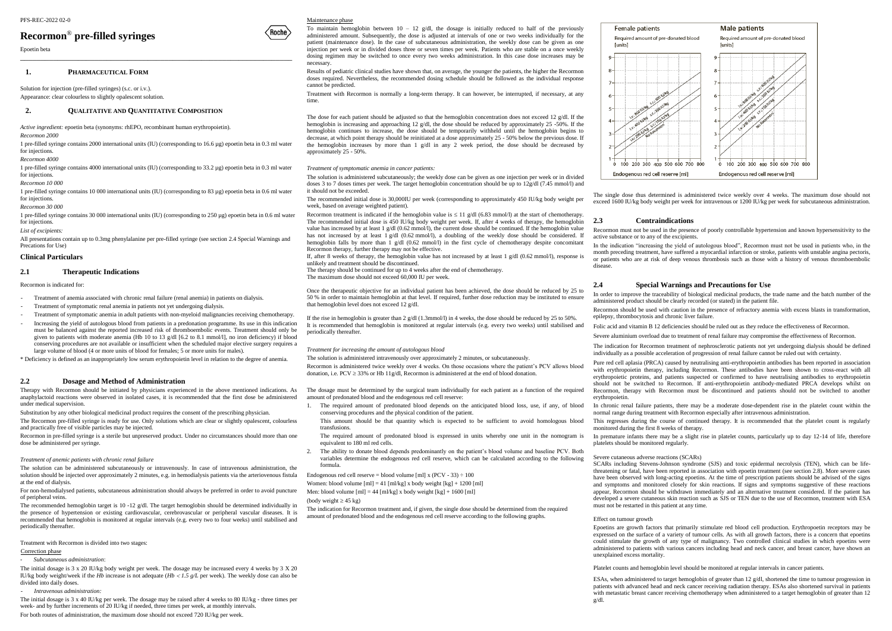PFS-REC-2022 02-0

# Recormon® pre-filled syringes

Epoetin beta

## 1. PHARMACEUTICAL FORM

Solution for injection (pre-filled syringes) (s.c. or i.v.).

Appearance: clear colourless to slightly opalescent solution.

## 2. QUALITATIVE AND QUANTITATIVE COMPOSITION

*Active ingredient:* epoetin beta (synonyms: rhEPO, recombinant human erythropoietin).

*Recormon 2000*

1 pre-filled syringe contains 2000 international units (IU) (corresponding to 16.6 µg) epoetin beta in 0.3 ml water for injections.

*Recormon 4000*

1 pre-filled syringe contains 4000 international units (IU) (corresponding to 33.2 µg) epoetin beta in 0.3 ml water for injections.

*Recormon 10 000*

1 pre-filled syringe contains 10 000 international units (IU) (corresponding to 83 µg) epoetin beta in 0.6 ml water for injections.

*Recormon 30 000*

1 pre-filled syringe contains 30 000 international units (IU) (corresponding to 250 µg) epoetin beta in 0.6 ml water for injections.

*List of excipients:*

All presentations contain up to 0.3mg phenylalanine per pre-filled syringe (see section 2.4 Special Warnings and Precations for Use)

## Clinical Particulars

### 2.1 Therapeutic Indications

Recormon is indicated for:

- Treatment of anemia associated with chronic renal failure (renal anemia) in patients on dialysis.
- Treatment of symptomatic renal anemia in patients not yet undergoing dialysis.
- Treatment of symptomatic anemia in adult patients with non-myeloid malignancies receiving chemotherapy.
- Increasing the yield of autologous blood from patients in a predonation programme. Its use in this indication must be balanced against the reported increased risk of thromboembolic events. Treatment should only be given to patients with moderate anemia (Hb 10 to 13 g/dl [6.2 to 8.1 mmol/l], no iron deficiency) if blood conserving procedures are not available or insufficient when the scheduled major elective surgery requires a large volume of blood (4 or more units of blood for females; 5 or more units for males).

\* Deficiency is defined as an inappropriately low serum erythropoietin level in relation to the degree of anemia.

### 2.2 Dosage and Method of Administration

Therapy with Recormon should be initiated by physicians experienced in the above mentioned indications. As anaphylactoid reactions were observed in isolated cases, it is recommended that the first dose be administered under medical supervision.

Substitution by any other biological medicinal product requires the consent of the prescribing physician.

The Recormon pre-filled syringe is ready for use. Only solutions which are clear or slightly opalescent, colourless and practically free of visible particles may be injected.

Recormon in pre-filled syringe is a sterile but unpreserved product. Under no circumstances should more than one dose be administered per syringe.

*Treatment of anemic patients with chronic renal failure*

The solution can be administered subcutaneously or intravenously. In case of intravenous administration, the solution should be injected over approximately 2 minutes, e.g. in hemodialysis patients via the arteriovenous fistula at the end of dialysis.

For non-hemodialysed patients, subcutaneous administration should always be preferred in order to avoid puncture of peripheral veins.

The recommended hemoglobin target is 10 -12 g/dl. The target hemoglobin should be determined individually in the presence of hypertension or existing cardiovascular, cerebrovascular or peripheral vascular diseases. It is recommended that hemoglobin is monitored at regular intervals (e.g. every two to four weeks) until stabilised and periodically thereafter.

Treatment with Recormon is divided into two stages:

Correction phase

- *Subcutaneous administration*:

The initial dosage is 3 x 20 IU/kg body weight per week. The dosage may be increased every 4 weeks by 3 X 20 IU/kg body weight/week if the *Hb* increase is not adequate (*Hb < 1.5 g/L* per week). The weekly dose can also be divided into daily doses.

- *Intravenous administration:*

The initial dosage is 3 x 40 IU/kg per week. The dosage may be raised after 4 weeks to 80 IU/kg - three times per week- and by further increments of 20 IU/kg if needed, three times per week, at monthly intervals.

For both routes of administration, the maximum dose should not exceed 720 IU/kg per week.

Maintenance phase

To maintain hemoglobin between 10 – 12 g/dl, the dosage is initially reduced to half of the previously administered amount. Subsequently, the dose is adjusted at intervals of one or two weeks individually for the patient (maintenance dose). In the case of subcutaneous administration, the weekly dose can be given as one injection per week or in divided doses three or seven times per week. Patients who are stable on a once weekly dosing regimen may be switched to once every two weeks administration. In this case dose increases may be necessary.

Results of pediatric clinical studies have shown that, on average, the younger the patients, the higher the Recormon doses required. Nevertheless, the recommended dosing schedule should be followed as the individual response cannot be predicted.

Treatment with Recormon is normally a long-term therapy. It can however, be interrupted, if necessary, at any time.

The dose for each patient should be adjusted so that the hemoglobin concentration does not exceed 12 g/dl. If the hemoglobin is increasing and approaching 12 g/dl, the dose should be reduced by approximately 25 -50%. If the hemoglobin continues to increase, the dose should be temporarily withheld until the hemoglobin begins to decrease, at which point therapy should be reinitiated at a dose approximately 25 - 50% below the previous dose. If the hemoglobin increases by more than 1 g/dl in any 2 week period, the dose should be decreased by approximately 25 - 50%.

*Treatment of symptomatic anemia in cancer patients:*

The solution is administered subcutaneously; the weekly dose can be given as one injection per week or in divided doses 3 to 7 doses times per week. The target hemoglobin concentration should be up to 12g/dl (7.45 mmol/l) and it should not be exceeded.

The recommended initial dose is 30,000IU per week (corresponding to approximately 450 IU/kg body weight per week, based on average weighted patient).

Recormon treatment is indicated if the hemoglobin value is ≤ 11 g/dl (6.83 mmol/l) at the start of chemotherapy. The recommended initial dose is 450 IU/kg body weight per week. If, after 4 weeks of therapy, the hemoglobin value has increased by at least 1 g/dl (0.62 mmol/l), the current dose should be continued. If the hemoglobin value has not increased by at least 1 g/dl (0.62 mmol/l), a doubling of the weekly dose should be considered. If hemoglobin falls by more than 1 g/dl (0.62 mmol/l) in the first cycle of chemotherapy despite concomitant Recormon therapy, further therapy may not be effective.

If, after 8 weeks of therapy, the hemoglobin value has not increased by at least 1 g/dl (0.62 mmol/l), response is unlikely and treatment should be discontinued.

The therapy should be continued for up to 4 weeks after the end of chemotherapy.

The maximum dose should not exceed 60,000 IU per week.

Once the therapeutic objective for an individual patient has been achieved, the dose should be reduced by 25 to 50 % in order to maintain hemoglobin at that level. If required, further dose reduction may be instituted to ensure that hemoglobin level does not exceed 12 g/dl.

If the rise in hemoglobin is greater than 2 g/dl (1.3mmol/l) in 4 weeks, the dose should be reduced by 25 to 50%.

It is recommended that hemoglobin is monitored at regular intervals (e.g. every two weeks) until stabilised and periodically thereafter.

*Treatment for increasing the amount of autologous blood*

The solution is administered intravenously over approximately 2 minutes, or subcutaneously.

Recormon is administered twice weekly over 4 weeks. On those occasions where the patient's PCV allows blood donation, i.e. PCV ≥ 33% or Hb 11g/dl, Recormon is administered at the end of blood donation.

The dosage must be determined by the surgical team individually for each patient as a function of the required amount of predonated blood and the endogenous red cell reserve:

1. The required amount of predonated blood depends on the anticipated blood loss, use, if any, of blood conserving procedures and the physical condition of the patient.

   This amount should be that quantity which is expected to be sufficient to avoid homologous blood transfusions.

   The required amount of predonated blood is expressed in units whereby one unit in the nomogram is equivalent to 180 ml red cells.

2. The ability to donate blood depends predominantly on the patient's blood volume and baseline PCV. Both variables determine the endogenous red cell reserve, which can be calculated according to the following formula.

Endogenous red cell reserve = blood volume [ml] x (PCV - 33) ÷ 100

Women: blood volume [ml] = 41 [ml/kg] x body weight [kg] + 1200 [ml]

Men: blood volume [ml] = 44 [ml/kg] x body weight [kg] + 1600 [ml]

(body weight ≥ 45 kg)

The indication for Recormon treatment and, if given, the single dose should be determined from the required amount of predonated blood and the endogenous red cell reserve according to the following graphs.

Female patients
Required amount of pre-donated blood [units]
i.v.: 800 IU/kg s.c.: 400 IU/kg
i.v.: 400 IU/kg s.c.: 300 IU/kg
i.v.: 200 IU/kg s.c.: 150 IU/kg
No Recormon
Endogenous red cell reserve [ml]

Male patients
Required amount of pre-donated blood [units]
i.v.: 800 IU/kg s.c.: 400 IU/kg
i.v.: 400 IU/kg s.c.: 300 IU/kg
i.v.: 200 IU/kg s.c.: 150 IU/kg
No Recormon
Endogenous red cell reserve [ml]

The single dose thus determined is administered twice weekly over 4 weeks. The maximum dose should not exceed 1600 IU/kg body weight per week for intravenous or 1200 IU/kg per week for subcutaneous administration.

### 2.3 Contraindications

Recormon must not be used in the presence of poorly controllable hypertension and known hypersensitivity to the active substance or to any of the excipients.

In the indication "increasing the yield of autologous blood", Recormon must not be used in patients who, in the month preceding treatment, have suffered a myocardial infarction or stroke, patients with unstable angina pectoris, or patients who are at risk of deep venous thrombosis such as those with a history of venous thromboembolic disease.

### 2.4 Special Warnings and Precautions for Use

In order to improve the traceability of biological medicinal products, the trade name and the batch number of the administered product should be clearly recorded (or stated) in the patient file.

Recormon should be used with caution in the presence of refractory anemia with excess blasts in transformation, epilepsy, thrombocytosis and chronic liver failure.

Folic acid and vitamin B 12 deficiencies should be ruled out as they reduce the effectiveness of Recormon.

Severe aluminium overload due to treatment of renal failure may compromise the effectiveness of Recormon.

The indication for Recormon treatment of nephrosclerotic patients not yet undergoing dialysis should be defined individually as a possible acceleration of progression of renal failure cannot be ruled out with certainty.

Pure red cell aplasia (PRCA) caused by neutralising anti-erythropoietin antibodies has been reported in association with erythropoietin therapy, including Recormon. These antibodies have been shown to cross-react with all erythropoietic proteins, and patients suspected or confirmed to have neutralising antibodies to erythropoietin should not be switched to Recormon. If anti-erythropoietin antibody-mediated PRCA develops whilst on Recormon, therapy with Recormon must be discontinued and patients should not be switched to another erythropoietin.

In chronic renal failure patients, there may be a moderate dose-dependent rise in the platelet count within the normal range during treatment with Recormon especially after intravenous administration.

This regresses during the course of continued therapy. It is recommended that the platelet count is regularly monitored during the first 8 weeks of therapy.

In premature infants there may be a slight rise in platelet counts, particularly up to day 12-14 of life, therefore platelets should be monitored regularly.

Severe cutaneous adverse reactions (SCARs)

SCARs including Stevens-Johnson syndrome (SJS) and toxic epidermal necrolysis (TEN), which can be life-threatening or fatal, have been reported in association with epoetin treatment (see section 2.8). More severe cases have been observed with long-acting epoetins. At the time of prescription patients should be advised of the signs and symptoms and monitored closely for skin reactions. If signs and symptoms suggestive of these reactions appear, Recormon should be withdrawn immediately and an alternative treatment considered. If the patient has developed a severe cutaneous skin reaction such as SJS or TEN due to the use of Recormon, treatment with ESA must not be restarted in this patient at any time.

Effect on tumour growth

Epoetins are growth factors that primarily stimulate red blood cell production. Erythropoietin receptors may be expressed on the surface of a variety of tumour cells. As with all growth factors, there is a concern that epoetins could stimulate the growth of any type of malignancy. Two controlled clinical studies in which epoetins were administered to patients with various cancers including head and neck cancer, and breast cancer, have shown an unexplained excess mortality.

Platelet counts and hemoglobin level should be monitored at regular intervals in cancer patients.

ESAs, when administered to target hemoglobin of greater than 12 g/dl, shortened the time to tumour progression in patients with advanced head and neck cancer receiving radiation therapy. ESAs also shortened survival in patients with metastatic breast cancer receiving chemotherapy when administered to a target hemoglobin of greater than 12 g/dl.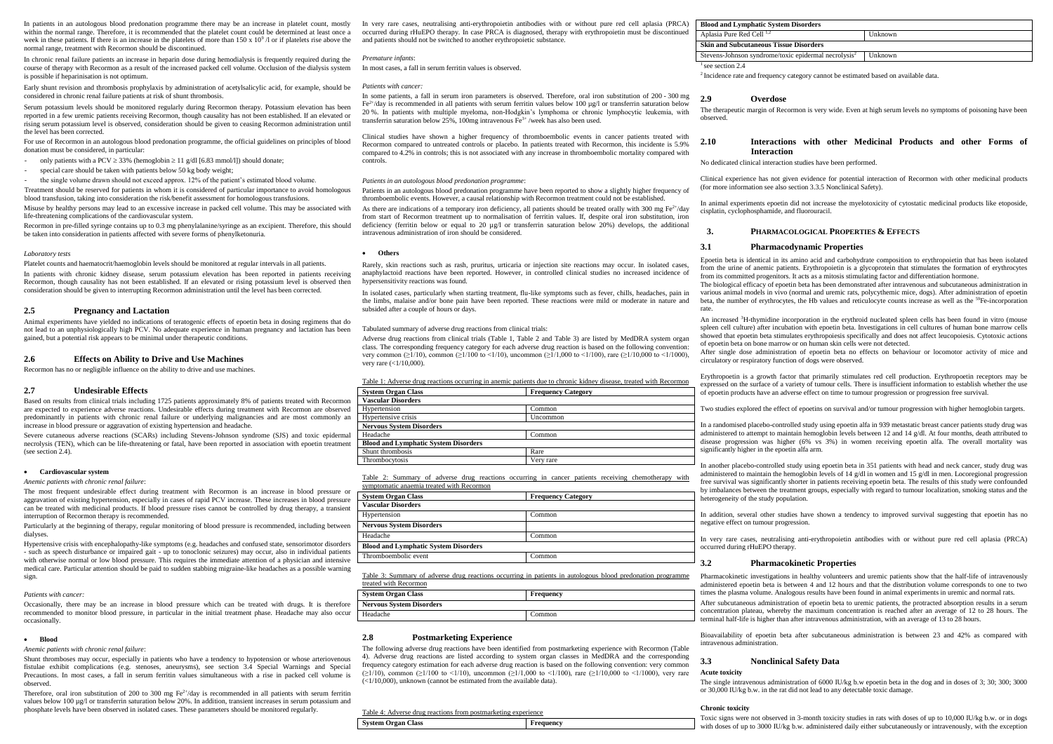In patients in an autologous blood predonation programme there may be an increase in platelet count, mostly within the normal range. Therefore, it is recommended that the platelet count could be determined at least once a week in these patients. If there is an increase in the platelets of more than 150 x $10^9$ /l or if platelets rise above the normal range, treatment with Recormon should be discontinued.

In chronic renal failure patients an increase in heparin dose during hemodialysis is frequently required during the course of therapy with Recormon as a result of the increased packed cell volume. Occlusion of the dialysis system is possible if heparinisation is not optimum.

Early shunt revision and thrombosis prophylaxis by administration of acetylsalicylic acid, for example, should be considered in chronic renal failure patients at risk of shunt thrombosis.

Serum potassium levels should be monitored regularly during Recormon therapy. Potassium elevation has been reported in a few uremic patients receiving Recormon, though causality has not been established. If an elevated or rising serum potassium level is observed, consideration should be given to ceasing Recormon administration until the level has been corrected.

For use of Recormon in an autologous blood predonation programme, the official guidelines on principles of blood donation must be considered, in particular:

- only patients with a PCV ≥ 33% (hemoglobin ≥ 11 g/dl [6.83 mmol/l]) should donate;
- special care should be taken with patients below 50 kg body weight;
- the single volume drawn should not exceed approx. 12% of the patient's estimated blood volume.

Treatment should be reserved for patients in whom it is considered of particular importance to avoid homologous blood transfusion, taking into consideration the risk/benefit assessment for homologous transfusions.

Misuse by healthy persons may lead to an excessive increase in packed cell volume. This may be associated with life-threatening complications of the cardiovascular system.

Recormon in pre-filled syringe contains up to 0.3 mg phenylalanine/syringe as an excipient. Therefore, this should be taken into consideration in patients affected with severe forms of phenylketonuria.

*Laboratory tests*

Platelet counts and haematocrit/haemoglobin levels should be monitored at regular intervals in all patients.

In patients with chronic kidney disease, serum potassium elevation has been reported in patients receiving Recormon, though causality has not been established. If an elevated or rising potassium level is observed then consideration should be given to interrupting Recormon administration until the level has been corrected.

## 2.5 Pregnancy and Lactation

Animal experiments have yielded no indications of teratogenic effects of epoetin beta in dosing regimens that do not lead to an unphysiologically high PCV. No adequate experience in human pregnancy and lactation has been gained, but a potential risk appears to be minimal under therapeutic conditions.

## 2.6 Effects on Ability to Drive and Use Machines

Recormon has no or negligible influence on the ability to drive and use machines.

## 2.7 Undesirable Effects

Based on results from clinical trials including 1725 patients approximately 8% of patients treated with Recormon are expected to experience adverse reactions. Undesirable effects during treatment with Recormon are observed predominantly in patients with chronic renal failure or underlying malignancies and are most commonly an increase in blood pressure or aggravation of existing hypertension and headache.

Severe cutaneous adverse reactions (SCARs) including Stevens-Johnson syndrome (SJS) and toxic epidermal necrolysis (TEN), which can be life-threatening or fatal, have been reported in association with epoetin treatment (see section 2.4).

- **Cardiovascular system**

*Anemic patients with chronic renal failure*:

The most frequent undesirable effect during treatment with Recormon is an increase in blood pressure or aggravation of existing hypertension, especially in cases of rapid PCV increase. These increases in blood pressure can be treated with medicinal products. If blood pressure rises cannot be controlled by drug therapy, a transient interruption of Recormon therapy is recommended.

Particularly at the beginning of therapy, regular monitoring of blood pressure is recommended, including between dialyses.

Hypertensive crisis with encephalopathy-like symptoms (e.g. headaches and confused state, sensorimotor disorders - such as speech disturbance or impaired gait - up to tonoclonic seizures) may occur, also in individual patients with otherwise normal or low blood pressure. This requires the immediate attention of a physician and intensive medical care. Particular attention should be paid to sudden stabbing migraine-like headaches as a possible warning sign.

*Patients with cancer:*

Occasionally, there may be an increase in blood pressure which can be treated with drugs. It is therefore recommended to monitor blood pressure, in particular in the initial treatment phase. Headache may also occur occasionally.

- **Blood**

*Anemic patients with chronic renal failure*:

Shunt thromboses may occur, especially in patients who have a tendency to hypotension or whose arteriovenous fistulae exhibit complications (e.g. stenoses, aneurysms), see section 3.4 Special Warnings and Special Precautions. In most cases, a fall in serum ferritin values simultaneous with a rise in packed cell volume is observed.

Therefore, oral iron substitution of 200 to 300 mg $Fe^{2+}$/day is recommended in all patients with serum ferritin values below 100 µg/l or transferrin saturation below 20%. In addition, transient increases in serum potassium and phosphate levels have been observed in isolated cases. These parameters should be monitored regularly.

In very rare cases, neutralising anti-erythropoietin antibodies with or without pure red cell aplasia (PRCA) occurred during rHuEPO therapy. In case PRCA is diagnosed, therapy with erythropoietin must be discontinued and patients should not be switched to another erythropoietic substance.

*Premature infants*:

In most cases, a fall in serum ferritin values is observed.

*Patients with cancer:*

In some patients, a fall in serum iron parameters is observed. Therefore, oral iron substitution of 200 - 300 mg $Fe^{2+}$/day is recommended in all patients with serum ferritin values below 100 µg/l or transferrin saturation below 20 %. In patients with multiple myeloma, non-Hodgkin's lymphoma or chronic lymphocytic leukemia, with transferrin saturation below 25%, 100mg intravenous $Fe^{3+}$ /week has also been used.

Clinical studies have shown a higher frequency of thromboembolic events in cancer patients treated with Recormon compared to untreated controls or placebo. In patients treated with Recormon, this incidente is 5.9% compared to 4.2% in controls; this is not associated with any increase in thromboembolic mortality compared with controls.

*Patients in an autologous blood predonation programme*:

Patients in an autologous blood predonation programme have been reported to show a slightly higher frequency of thromboembolic events. However, a causal relationship with Recormon treatment could not be established.

As there are indications of a temporary iron deficiency, all patients should be treated orally with 300 mg $Fe^{2+}$/day from start of Recormon treatment up to normalisation of ferritin values. If, despite oral iron substitution, iron deficiency (ferritin below or equal to 20 µg/l or transferrin saturation below 20%) develops, the additional intravenous administration of iron should be considered.

- **Others**

Rarely, skin reactions such as rash, pruritus, urticaria or injection site reactions may occur. In isolated cases, anaphylactoid reactions have been reported. However, in controlled clinical studies no increased incidence of hypersensitivity reactions was found.

In isolated cases, particularly when starting treatment, flu-like symptoms such as fever, chills, headaches, pain in the limbs, malaise and/or bone pain have been reported. These reactions were mild or moderate in nature and subsided after a couple of hours or days.

Tabulated summary of adverse drug reactions from clinical trials:

Adverse drug reactions from clinical trials (Table 1, Table 2 and Table 3) are listed by MedDRA system organ class. The corresponding frequency category for each adverse drug reaction is based on the following convention: very common (≥1/10), common (≥1/100 to <1/10), uncommon (≥1/1,000 to <1/100), rare (≥1/10,000 to <1/1000), very rare (<1/10,000).

Table 1: Adverse drug reactions occurring in anemic patients due to chronic kidney disease, treated with Recormon

| System Organ Class | Frequency Category |
|---|---|
| **Vascular Disorders** | |
| Hypertension | Common |
| Hypertensive crisis | Uncommon |
| **Nervous System Disorders** | |
| Headache | Common |
| **Blood and Lymphatic System Disorders** | |
| Shunt thrombosis | Rare |
| Thrombocytosis | Very rare |

Table 2: Summary of adverse drug reactions occurring in cancer patients receiving chemotherapy with symptomatic anaemia treated with Recormon

| System Organ Class | Frequency Category |
|---|---|
| **Vascular Disorders** | |
| Hypertension | Common |
| **Nervous System Disorders** | |
| Headache | Common |
| **Blood and Lymphatic System Disorders** | |
| Thromboembolic event | Common |

Table 3: Summary of adverse drug reactions occurring in patients in autologous blood predonation programme treated with Recormon

| System Organ Class | Frequency |
|---|---|
| **Nervous System Disorders** | |
| Headache | Common |

## 2.8 Postmarketing Experience

The following adverse drug reactions have been identified from postmarketing experience with Recormon (Table 4). Adverse drug reactions are listed according to system organ classes in MedDRA and the corresponding frequency category estimation for each adverse drug reaction is based on the following convention: very common (≥1/10), common (≥1/100 to <1/10), uncommon (≥1/1,000 to <1/100), rare (≥1/10,000 to <1/1000), very rare (<1/10,000), unknown (cannot be estimated from the available data).

Table 4: Adverse drug reactions from postmarketing experience

| System Organ Class | Frequency |
|---|---|
| **Blood and Lymphatic System Disorders** | |
| Aplasia Pure Red Cell [1,2] | Unknown |
| **Skin and Subcutaneous Tissue Disorders** | |
| Stevens-Johnson syndrome/toxic epidermal necrolysis[2] | Unknown |

[1] see section 2.4

[2] Incidence rate and frequency category cannot be estimated based on available data.

## 2.9 Overdose

The therapeutic margin of Recormon is very wide. Even at high serum levels no symptoms of poisoning have been observed.

## 2.10 Interactions with other Medicinal Products and other Forms of Interaction

No dedicated clinical interaction studies have been performed.

Clinical experience has not given evidence for potential interaction of Recormon with other medicinal products (for more information see also section 3.3.5 Nonclinical Safety).

In animal experiments epoetin beta did not increase the myelotoxicity of cytostatic medicinal products like etoposide, cisplatin, cyclophosphamide, and fluorouracil.

# 3. PHARMACOLOGICAL PROPERTIES & EFFECTS

## 3.1 Pharmacodynamic Properties

Epoetin beta is identical in its amino acid and carbohydrate composition to erythropoietin that has been isolated from the urine of anemic patients. Erythropoietin is a glycoprotein that stimulates the formation of erythrocytes from its committed progenitors. It acts as a mitosis stimulating factor and differentiation hormone.

The biological efficacy of epoetin beta has been demonstrated after intravenous and subcutaneous administration in various animal models in vivo (normal and uremic rats, polycythemic mice, dogs). After administration of epoetin beta, the number of erythrocytes, the Hb values and reticulocyte counts increase as well as the $^{59}$Fe-incorporation rate.

An increased $^{3}$H-thymidine incorporation in the erythroid nucleated spleen cells has been found in vitro (mouse spleen cell culture) after incubation with epoetin beta. Investigations in cell cultures of human bone marrow cells showed that epoetin beta stimulates erythropoiesis specifically and does not affect leucopoiesis. Cytotoxic actions of epoetin beta on bone marrow or on human skin cells were not detected.

After single dose administration of epoetin beta no effects on behaviour or locomotor activity of mice and circulatory or respiratory function of dogs were observed.

Erythropoietin is a growth factor that primarily stimulates red cell production. Erythropoetin receptors may be expressed on the surface of a variety of tumour cells. There is insufficient information to establish whether the use of epoetin products have an adverse effect on time to tumour progression or progression free survival.

Two studies explored the effect of epoetins on survival and/or tumour progression with higher hemoglobin targets.

In a randomised placebo-controlled study using epoetin alfa in 939 metastatic breast cancer patients study drug was administered to attempt to maintain hemoglobin levels between 12 and 14 g/dl. At four months, death attributed to disease progression was higher (6% vs 3%) in women receiving epoetin alfa. The overall mortality was significantly higher in the epoetin alfa arm.

In another placebo-controlled study using epoetin beta in 351 patients with head and neck cancer, study drug was administered to maintain the hemoglobin levels of 14 g/dl in women and 15 g/dl in men. Locoregional progression free survival was significantly shorter in patients receiving epoetin beta. The results of this study were confounded by imbalances between the treatment groups, especially with regard to tumour localization, smoking status and the heterogeneity of the study population.

In addition, several other studies have shown a tendency to improved survival suggesting that epoetin has no negative effect on tumour progression.

In very rare cases, neutralising anti-erythropoietin antibodies with or without pure red cell aplasia (PRCA) occurred during rHuEPO therapy.

## 3.2 Pharmacokinetic Properties

Pharmacokinetic investigations in healthy volunteers and uremic patients show that the half-life of intravenously administered epoetin beta is between 4 and 12 hours and that the distribution volume corresponds to one to two times the plasma volume. Analogous results have been found in animal experiments in uremic and normal rats.

After subcutaneous administration of epoetin beta to uremic patients, the protracted absorption results in a serum concentration plateau, whereby the maximum concentration is reached after an average of 12 to 28 hours. The terminal half-life is higher than after intravenous administration, with an average of 13 to 28 hours.

Bioavailability of epoetin beta after subcutaneous administration is between 23 and 42% as compared with intravenous administration.

## 3.3 Nonclinical Safety Data

**Acute toxicity**

The single intravenous administration of 6000 IU/kg b.w epoetin beta in the dog and in doses of 3; 30; 300; 3000 or 30,000 IU/kg b.w. in the rat did not lead to any detectable toxic damage.

**Chronic toxicity**

Toxic signs were not observed in 3-month toxicity studies in rats with doses of up to 10,000 IU/kg b.w. or in dogs with doses of up to 3000 IU/kg b.w. administered daily either subcutaneously or intravenously, with the exception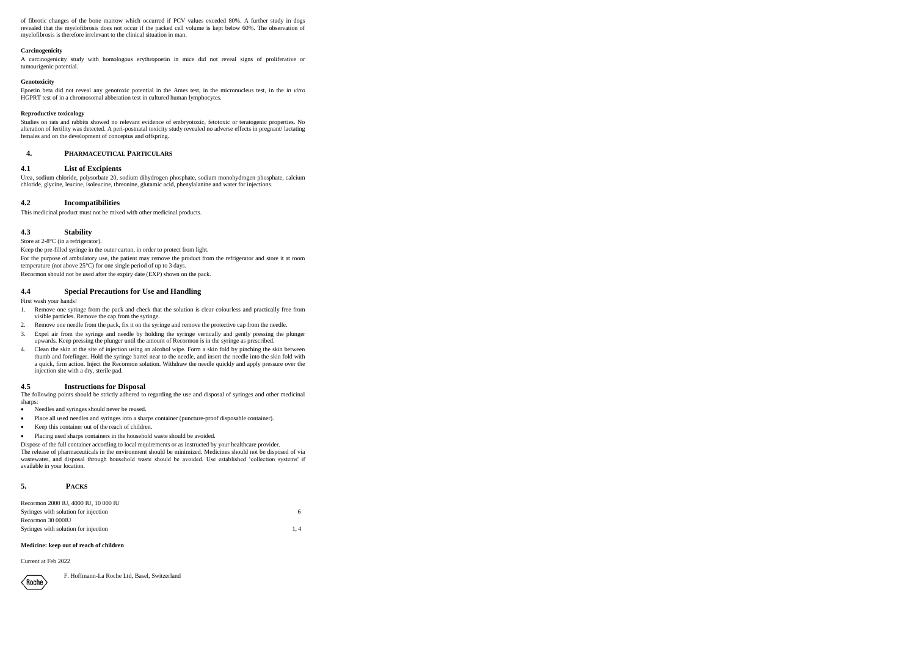of fibrotic changes of the bone marrow which occurred if PCV values exceded 80%. A further study in dogs revealed that the myelofibrosis does not occur if the packed cell volume is kept below 60%. The observation of myelofibrosis is therefore irrelevant to the clinical situation in man.

**Carcinogenicity**

A carcinogenicity study with homologous erythropoetin in mice did not reveal signs of proliferative or tumourigenic potential.

**Genotoxicity**

Epoetin beta did not reveal any genotoxic potential in the Ames test, in the micronucleus test, in the *in vitro* HGPRT test of in a chromosomal abberation test in cultured human lymphocytes.

**Reproductive toxicology**

Studies on rats and rabbits showed no relevant evidence of embryotoxic, fetotoxic or teratogenic properties. No alteration of fertility was detected. A peri-postnatal toxicity study revealed no adverse effects in pregnant/ lactating females and on the development of conceptus and offspring.

## 4. PHARMACEUTICAL PARTICULARS

### 4.1 List of Excipients

Urea, sodium chloride, polysorbate 20, sodium dihydrogen phosphate, sodium monohydrogen phosphate, calcium chloride, glycine, leucine, isoleucine, threonine, glutamic acid, phenylalanine and water for injections.

### 4.2 Incompatibilities

This medicinal product must not be mixed with other medicinal products.

### 4.3 Stability

Store at 2-8°C (in a refrigerator).

Keep the pre-filled syringe in the outer carton, in order to protect from light.

For the purpose of ambulatory use, the patient may remove the product from the refrigerator and store it at room temperature (not above 25°C) for one single period of up to 3 days.

Recormon should not be used after the expiry date (EXP) shown on the pack.

### 4.4 Special Precautions for Use and Handling

First wash your hands!

1. Remove one syringe from the pack and check that the solution is clear colourless and practically free from visible particles. Remove the cap from the syringe.
2. Remove one needle from the pack, fix it on the syringe and remove the protective cap from the needle.
3. Expel air from the syringe and needle by holding the syringe vertically and gently pressing the plunger upwards. Keep pressing the plunger until the amount of Recormon is in the syringe as prescribed.
4. Clean the skin at the site of injection using an alcohol wipe. Form a skin fold by pinching the skin between thumb and forefinger. Hold the syringe barrel near to the needle, and insert the needle into the skin fold with a quick, firm action. Inject the Recormon solution. Withdraw the needle quickly and apply pressure over the injection site with a dry, sterile pad.

### 4.5 Instructions for Disposal

The following points should be strictly adhered to regarding the use and disposal of syringes and other medicinal sharps:

- Needles and syringes should never be reused.
- Place all used needles and syringes into a sharps container (puncture-proof disposable container).
- Keep this container out of the reach of children.
- Placing used sharps containers in the household waste should be avoided.

Dispose of the full container according to local requirements or as instructed by your healthcare provider.

The release of pharmaceuticals in the environment should be minimized. Medicines should not be disposed of via wastewater, and disposal through household waste should be avoided. Use established 'collection systems' if available in your location.

## 5. PACKS

| | |
|---|---|
| Recormon 2000 IU, 4000 IU, 10 000 IU | |
| Syringes with solution for injection | 6 |
| Recormon 30 000IU | |
| Syringes with solution for injection | 1, 4 |

**Medicine: keep out of reach of children**

Current at Feb 2022

Roche

F. Hoffmann-La Roche Ltd, Basel, Switzerland